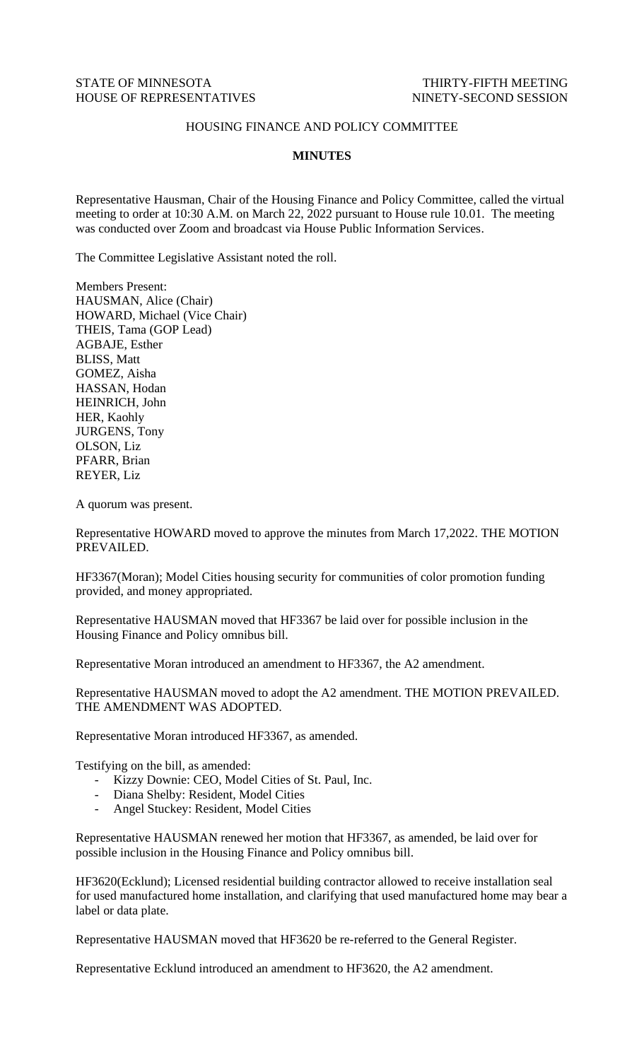STATE OF MINNESOTA THIRTY-FIFTH MEETING
HOUSE OF REPRESENTATIVES NINETY-SECOND SESSION

HOUSING FINANCE AND POLICY COMMITTEE

**MINUTES**

Representative Hausman, Chair of the Housing Finance and Policy Committee, called the virtual meeting to order at 10:30 A.M. on March 22, 2022 pursuant to House rule 10.01. The meeting was conducted over Zoom and broadcast via House Public Information Services.

The Committee Legislative Assistant noted the roll.

Members Present:
HAUSMAN, Alice (Chair)
HOWARD, Michael (Vice Chair)
THEIS, Tama (GOP Lead)
AGBAJE, Esther
BLISS, Matt
GOMEZ, Aisha
HASSAN, Hodan
HEINRICH, John
HER, Kaohly
JURGENS, Tony
OLSON, Liz
PFARR, Brian
REYER, Liz

A quorum was present.

Representative HOWARD moved to approve the minutes from March 17,2022. THE MOTION PREVAILED.

HF3367(Moran); Model Cities housing security for communities of color promotion funding provided, and money appropriated.

Representative HAUSMAN moved that HF3367 be laid over for possible inclusion in the Housing Finance and Policy omnibus bill.

Representative Moran introduced an amendment to HF3367, the A2 amendment.

Representative HAUSMAN moved to adopt the A2 amendment. THE MOTION PREVAILED. THE AMENDMENT WAS ADOPTED.

Representative Moran introduced HF3367, as amended.

Testifying on the bill, as amended:

- Kizzy Downie: CEO, Model Cities of St. Paul, Inc.
- Diana Shelby: Resident, Model Cities
- Angel Stuckey: Resident, Model Cities

Representative HAUSMAN renewed her motion that HF3367, as amended, be laid over for possible inclusion in the Housing Finance and Policy omnibus bill.

HF3620(Ecklund); Licensed residential building contractor allowed to receive installation seal for used manufactured home installation, and clarifying that used manufactured home may bear a label or data plate.

Representative HAUSMAN moved that HF3620 be re-referred to the General Register.

Representative Ecklund introduced an amendment to HF3620, the A2 amendment.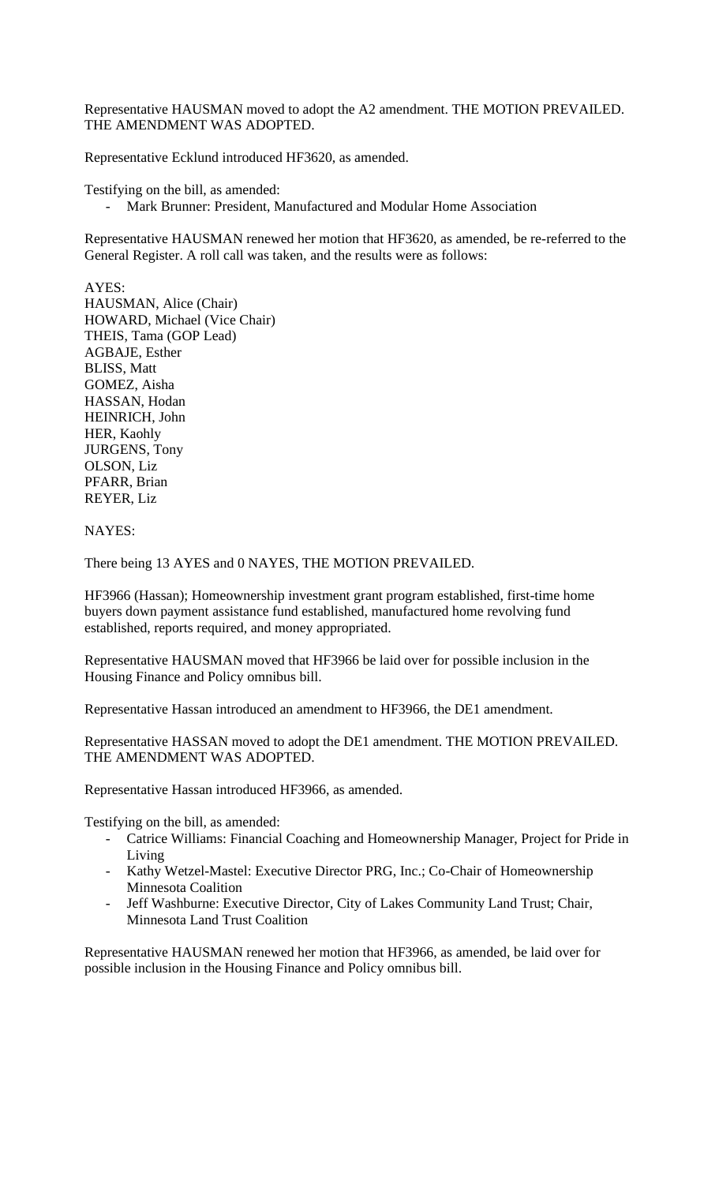Representative HAUSMAN moved to adopt the A2 amendment. THE MOTION PREVAILED. THE AMENDMENT WAS ADOPTED.

Representative Ecklund introduced HF3620, as amended.

Testifying on the bill, as amended:

- Mark Brunner: President, Manufactured and Modular Home Association

Representative HAUSMAN renewed her motion that HF3620, as amended, be re-referred to the General Register. A roll call was taken, and the results were as follows:

AYES:
HAUSMAN, Alice (Chair)
HOWARD, Michael (Vice Chair)
THEIS, Tama (GOP Lead)
AGBAJE, Esther
BLISS, Matt
GOMEZ, Aisha
HASSAN, Hodan
HEINRICH, John
HER, Kaohly
JURGENS, Tony
OLSON, Liz
PFARR, Brian
REYER, Liz

NAYES:

There being 13 AYES and 0 NAYES, THE MOTION PREVAILED.

HF3966 (Hassan); Homeownership investment grant program established, first-time home buyers down payment assistance fund established, manufactured home revolving fund established, reports required, and money appropriated.

Representative HAUSMAN moved that HF3966 be laid over for possible inclusion in the Housing Finance and Policy omnibus bill.

Representative Hassan introduced an amendment to HF3966, the DE1 amendment.

Representative HASSAN moved to adopt the DE1 amendment. THE MOTION PREVAILED. THE AMENDMENT WAS ADOPTED.

Representative Hassan introduced HF3966, as amended.

Testifying on the bill, as amended:

- Catrice Williams: Financial Coaching and Homeownership Manager, Project for Pride in Living
- Kathy Wetzel-Mastel: Executive Director PRG, Inc.; Co-Chair of Homeownership Minnesota Coalition
- Jeff Washburne: Executive Director, City of Lakes Community Land Trust; Chair, Minnesota Land Trust Coalition

Representative HAUSMAN renewed her motion that HF3966, as amended, be laid over for possible inclusion in the Housing Finance and Policy omnibus bill.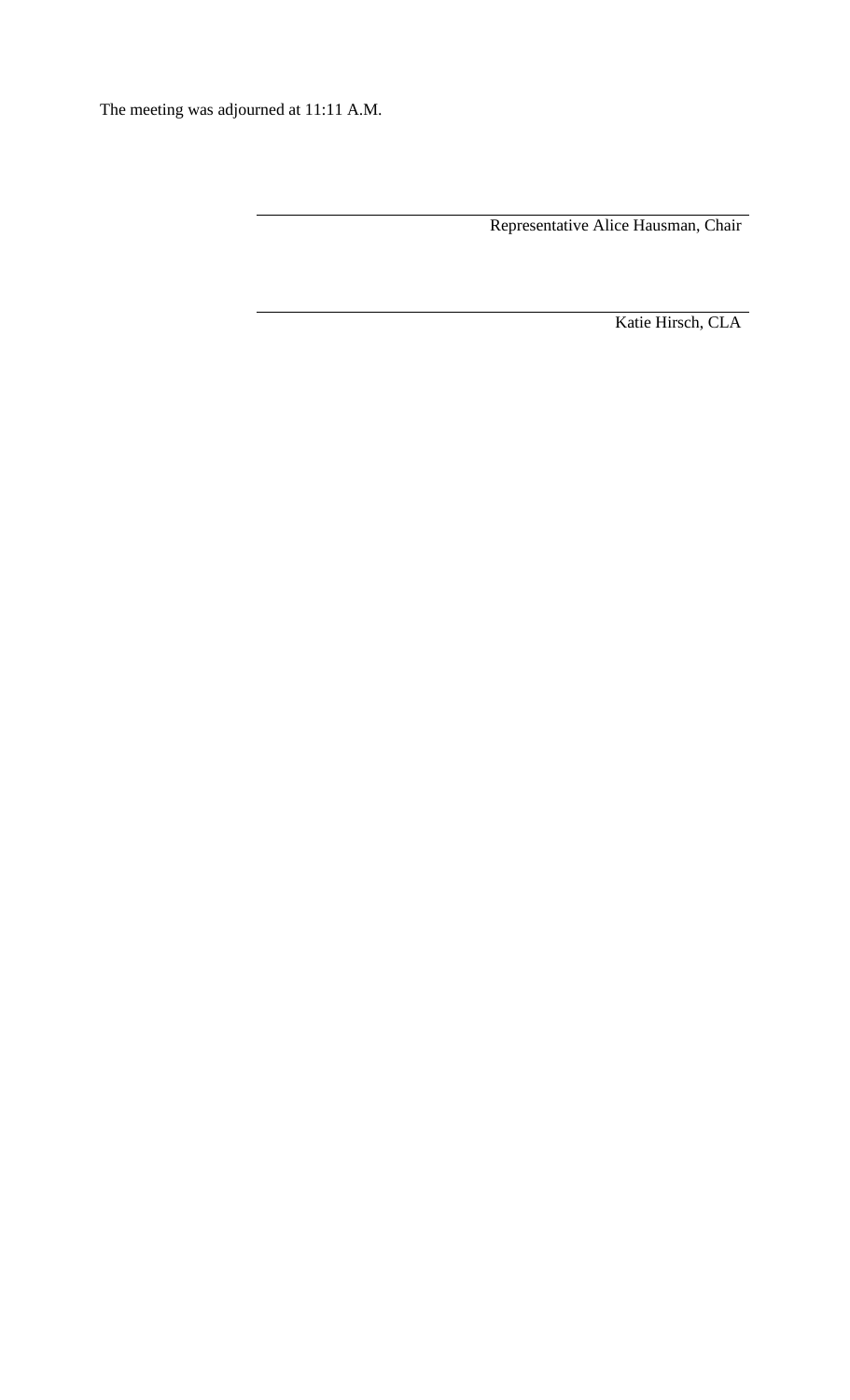The meeting was adjourned at 11:11 A.M.

\_\_\_\_\_\_\_\_\_\_\_\_\_\_\_\_\_\_\_\_\_\_\_\_\_\_\_\_\_\_\_\_\_\_\_\_\_\_\_\_\_\_\_\_

Representative Alice Hausman, Chair

\_\_\_\_\_\_\_\_\_\_\_\_\_\_\_\_\_\_\_\_\_\_\_\_\_\_\_\_\_\_\_\_\_\_\_\_\_\_\_\_\_\_\_\_

Katie Hirsch, CLA